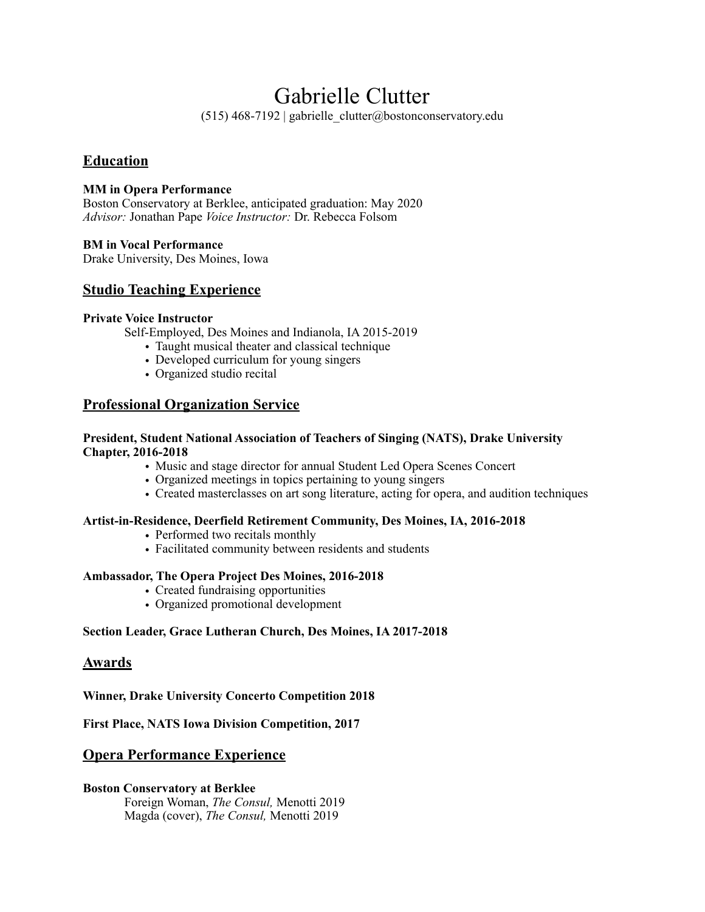# Gabrielle Clutter

(515) 468-7192 | gabrielle_clutter@bostonconservatory.edu

## Education

**MM in Opera Performance**
Boston Conservatory at Berklee, anticipated graduation: May 2020
*Advisor:* Jonathan Pape *Voice Instructor:* Dr. Rebecca Folsom

**BM in Vocal Performance**
Drake University, Des Moines, Iowa

## Studio Teaching Experience

**Private Voice Instructor**
Self-Employed, Des Moines and Indianola, IA 2015-2019

- Taught musical theater and classical technique
- Developed curriculum for young singers
- Organized studio recital

## Professional Organization Service

**President, Student National Association of Teachers of Singing (NATS), Drake University Chapter, 2016-2018**

- Music and stage director for annual Student Led Opera Scenes Concert
- Organized meetings in topics pertaining to young singers
- Created masterclasses on art song literature, acting for opera, and audition techniques

**Artist-in-Residence, Deerfield Retirement Community, Des Moines, IA, 2016-2018**

- Performed two recitals monthly
- Facilitated community between residents and students

**Ambassador, The Opera Project Des Moines, 2016-2018**

- Created fundraising opportunities
- Organized promotional development

**Section Leader, Grace Lutheran Church, Des Moines, IA 2017-2018**

## Awards

**Winner, Drake University Concerto Competition 2018**

**First Place, NATS Iowa Division Competition, 2017**

## Opera Performance Experience

**Boston Conservatory at Berklee**
Foreign Woman, *The Consul,* Menotti 2019
Magda (cover), *The Consul,* Menotti 2019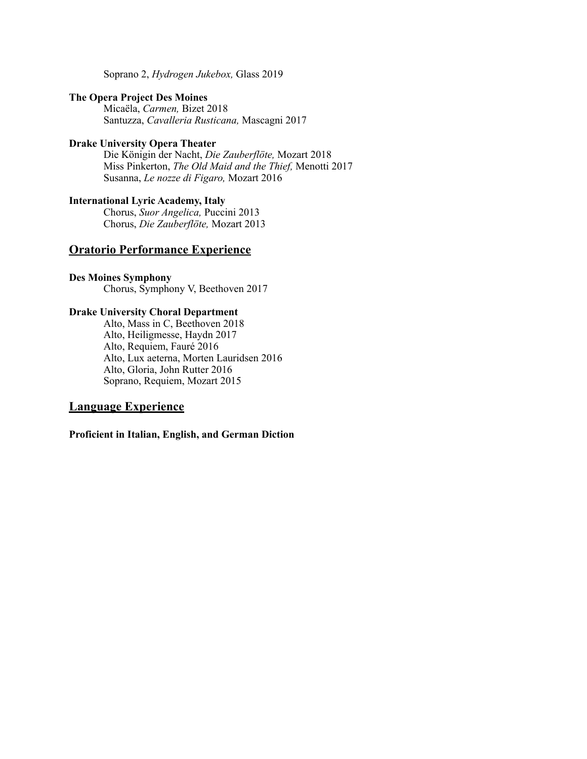Soprano 2, *Hydrogen Jukebox,* Glass 2019

**The Opera Project Des Moines**

Micaëla, *Carmen,* Bizet 2018
Santuzza, *Cavalleria Rusticana,* Mascagni 2017

**Drake University Opera Theater**

Die Königin der Nacht, *Die Zauberflöte,* Mozart 2018
Miss Pinkerton, *The Old Maid and the Thief,* Menotti 2017
Susanna, *Le nozze di Figaro,* Mozart 2016

**International Lyric Academy, Italy**

Chorus, *Suor Angelica,* Puccini 2013
Chorus, *Die Zauberflöte,* Mozart 2013

## Oratorio Performance Experience

**Des Moines Symphony**

Chorus, Symphony V, Beethoven 2017

**Drake University Choral Department**

Alto, Mass in C, Beethoven 2018
Alto, Heiligmesse, Haydn 2017
Alto, Requiem, Fauré 2016
Alto, Lux aeterna, Morten Lauridsen 2016
Alto, Gloria, John Rutter 2016
Soprano, Requiem, Mozart 2015

## Language Experience

**Proficient in Italian, English, and German Diction**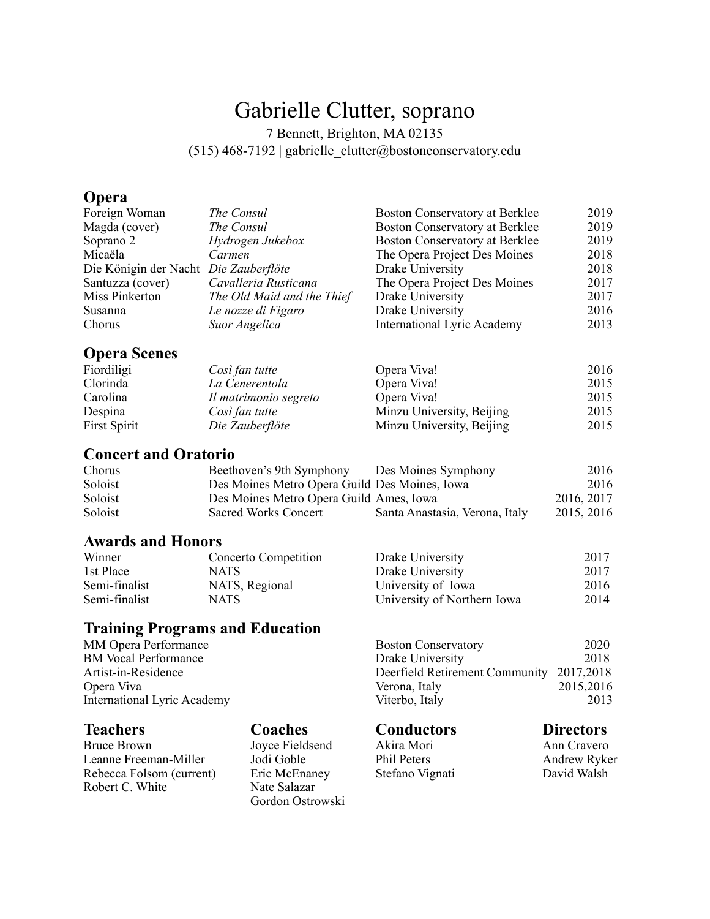# Gabrielle Clutter, soprano

7 Bennett, Brighton, MA 02135
(515) 468-7192 | gabrielle_clutter@bostonconservatory.edu

## Opera

| | | | |
|---|---|---|---|
| Foreign Woman | *The Consul* | Boston Conservatory at Berklee | 2019 |
| Magda (cover) | *The Consul* | Boston Conservatory at Berklee | 2019 |
| Soprano 2 | *Hydrogen Jukebox* | Boston Conservatory at Berklee | 2019 |
| Micaëla | *Carmen* | The Opera Project Des Moines | 2018 |
| Die Königin der Nacht | *Die Zauberflöte* | Drake University | 2018 |
| Santuzza (cover) | *Cavalleria Rusticana* | The Opera Project Des Moines | 2017 |
| Miss Pinkerton | *The Old Maid and the Thief* | Drake University | 2017 |
| Susanna | *Le nozze di Figaro* | Drake University | 2016 |
| Chorus | *Suor Angelica* | International Lyric Academy | 2013 |

## Opera Scenes

| | | | |
|---|---|---|---|
| Fiordiligi | *Così fan tutte* | Opera Viva! | 2016 |
| Clorinda | *La Cenerentola* | Opera Viva! | 2015 |
| Carolina | *Il matrimonio segreto* | Opera Viva! | 2015 |
| Despina | *Così fan tutte* | Minzu University, Beijing | 2015 |
| First Spirit | *Die Zauberflöte* | Minzu University, Beijing | 2015 |

## Concert and Oratorio

| | | | |
|---|---|---|---|
| Chorus | Beethoven's 9th Symphony | Des Moines Symphony | 2016 |
| Soloist | Des Moines Metro Opera Guild | Des Moines, Iowa | 2016 |
| Soloist | Des Moines Metro Opera Guild | Ames, Iowa | 2016, 2017 |
| Soloist | Sacred Works Concert | Santa Anastasia, Verona, Italy | 2015, 2016 |

## Awards and Honors

| | | | |
|---|---|---|---|
| Winner | Concerto Competition | Drake University | 2017 |
| 1st Place | NATS | Drake University | 2017 |
| Semi-finalist | NATS, Regional | University of Iowa | 2016 |
| Semi-finalist | NATS | University of Northern Iowa | 2014 |

## Training Programs and Education

| | | |
|---|---|---|
| MM Opera Performance | Boston Conservatory | 2020 |
| BM Vocal Performance | Drake University | 2018 |
| Artist-in-Residence | Deerfield Retirement Community | 2017,2018 |
| Opera Viva | Verona, Italy | 2015,2016 |
| International Lyric Academy | Viterbo, Italy | 2013 |

| **Teachers** | **Coaches** | **Conductors** | **Directors** |
|---|---|---|---|
| Bruce Brown | Joyce Fieldsend | Akira Mori | Ann Cravero |
| Leanne Freeman-Miller | Jodi Goble | Phil Peters | Andrew Ryker |
| Rebecca Folsom (current) | Eric McEnaney | Stefano Vignati | David Walsh |
| Robert C. White | Nate Salazar | | |
| | Gordon Ostrowski | | |